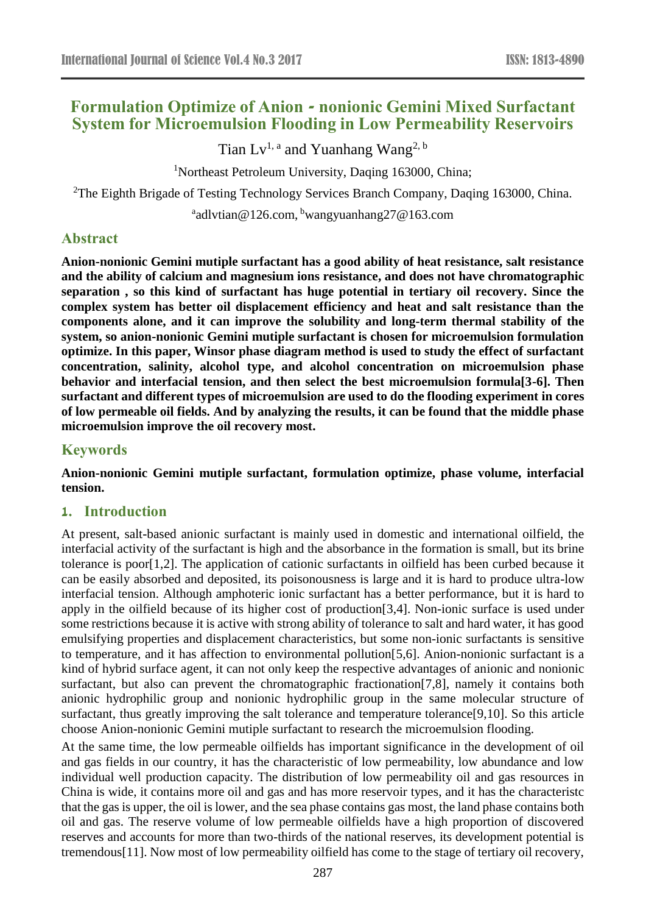# Formulation Optimize of Anion - nonionic Gemini Mixed Surfactant System for Microemulsion Flooding in Low Permeability Reservoirs

Tian Lv[1, a] and Yuanhang Wang[2, b]

[1]Northeast Petroleum University, Daqing 163000, China;

[2]The Eighth Brigade of Testing Technology Services Branch Company, Daqing 163000, China.

[a]adlvtian@126.com, [b]wangyuanhang27@163.com

## Abstract

**Anion-nonionic Gemini mutiple surfactant has a good ability of heat resistance, salt resistance and the ability of calcium and magnesium ions resistance, and does not have chromatographic separation , so this kind of surfactant has huge potential in tertiary oil recovery. Since the complex system has better oil displacement efficiency and heat and salt resistance than the components alone, and it can improve the solubility and long-term thermal stability of the system, so anion-nonionic Gemini mutiple surfactant is chosen for microemulsion formulation optimize. In this paper, Winsor phase diagram method is used to study the effect of surfactant concentration, salinity, alcohol type, and alcohol concentration on microemulsion phase behavior and interfacial tension, and then select the best microemulsion formula[3-6]. Then surfactant and different types of microemulsion are used to do the flooding experiment in cores of low permeable oil fields. And by analyzing the results, it can be found that the middle phase microemulsion improve the oil recovery most.**

## Keywords

**Anion-nonionic Gemini mutiple surfactant, formulation optimize, phase volume, interfacial tension.**

## 1. Introduction

At present, salt-based anionic surfactant is mainly used in domestic and international oilfield, the interfacial activity of the surfactant is high and the absorbance in the formation is small, but its brine tolerance is poor[1,2]. The application of cationic surfactants in oilfield has been curbed because it can be easily absorbed and deposited, its poisonousness is large and it is hard to produce ultra-low interfacial tension. Although amphoteric ionic surfactant has a better performance, but it is hard to apply in the oilfield because of its higher cost of production[3,4]. Non-ionic surface is used under some restrictions because it is active with strong ability of tolerance to salt and hard water, it has good emulsifying properties and displacement characteristics, but some non-ionic surfactants is sensitive to temperature, and it has affection to environmental pollution[5,6]. Anion-nonionic surfactant is a kind of hybrid surface agent, it can not only keep the respective advantages of anionic and nonionic surfactant, but also can prevent the chromatographic fractionation[7,8], namely it contains both anionic hydrophilic group and nonionic hydrophilic group in the same molecular structure of surfactant, thus greatly improving the salt tolerance and temperature tolerance[9,10]. So this article choose Anion-nonionic Gemini mutiple surfactant to research the microemulsion flooding.

At the same time, the low permeable oilfields has important significance in the development of oil and gas fields in our country, it has the characteristic of low permeability, low abundance and low individual well production capacity. The distribution of low permeability oil and gas resources in China is wide, it contains more oil and gas and has more reservoir types, and it has the characteristc that the gas is upper, the oil is lower, and the sea phase contains gas most, the land phase contains both oil and gas. The reserve volume of low permeable oilfields have a high proportion of discovered reserves and accounts for more than two-thirds of the national reserves, its development potential is tremendous[11]. Now most of low permeability oilfield has come to the stage of tertiary oil recovery,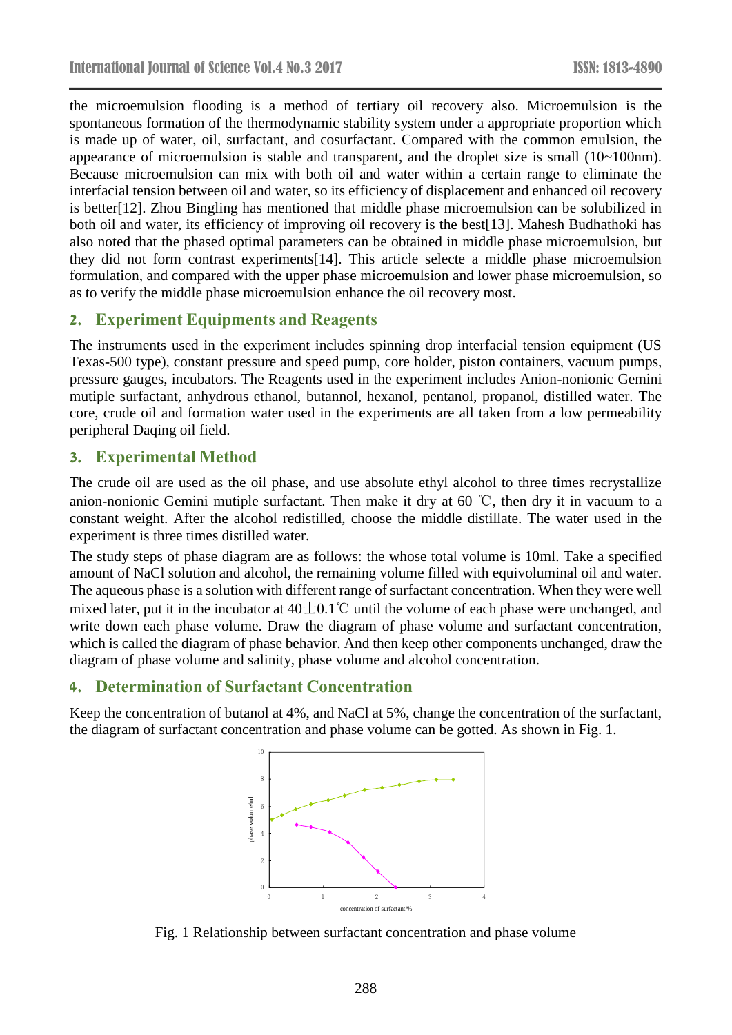the microemulsion flooding is a method of tertiary oil recovery also. Microemulsion is the spontaneous formation of the thermodynamic stability system under a appropriate proportion which is made up of water, oil, surfactant, and cosurfactant. Compared with the common emulsion, the appearance of microemulsion is stable and transparent, and the droplet size is small (10~100nm). Because microemulsion can mix with both oil and water within a certain range to eliminate the interfacial tension between oil and water, so its efficiency of displacement and enhanced oil recovery is better[12]. Zhou Bingling has mentioned that middle phase microemulsion can be solubilized in both oil and water, its efficiency of improving oil recovery is the best[13]. Mahesh Budhathoki has also noted that the phased optimal parameters can be obtained in middle phase microemulsion, but they did not form contrast experiments[14]. This article selecte a middle phase microemulsion formulation, and compared with the upper phase microemulsion and lower phase microemulsion, so as to verify the middle phase microemulsion enhance the oil recovery most.

## 2. Experiment Equipments and Reagents

The instruments used in the experiment includes spinning drop interfacial tension equipment (US Texas-500 type), constant pressure and speed pump, core holder, piston containers, vacuum pumps, pressure gauges, incubators. The Reagents used in the experiment includes Anion-nonionic Gemini mutiple surfactant, anhydrous ethanol, butannol, hexanol, pentanol, propanol, distilled water. The core, crude oil and formation water used in the experiments are all taken from a low permeability peripheral Daqing oil field.

## 3. Experimental Method

The crude oil are used as the oil phase, and use absolute ethyl alcohol to three times recrystallize anion-nonionic Gemini mutiple surfactant. Then make it dry at 60 ℃, then dry it in vacuum to a constant weight. After the alcohol redistilled, choose the middle distillate. The water used in the experiment is three times distilled water.

The study steps of phase diagram are as follows: the whose total volume is 10ml. Take a specified amount of NaCl solution and alcohol, the remaining volume filled with equivoluminal oil and water. The aqueous phase is a solution with different range of surfactant concentration. When they were well mixed later, put it in the incubator at 40±0.1℃ until the volume of each phase were unchanged, and write down each phase volume. Draw the diagram of phase volume and surfactant concentration, which is called the diagram of phase behavior. And then keep other components unchanged, draw the diagram of phase volume and salinity, phase volume and alcohol concentration.

## 4. Determination of Surfactant Concentration

Keep the concentration of butanol at 4%, and NaCl at 5%, change the concentration of the surfactant, the diagram of surfactant concentration and phase volume can be gotted. As shown in Fig. 1.

Fig. 1 Relationship between surfactant concentration and phase volume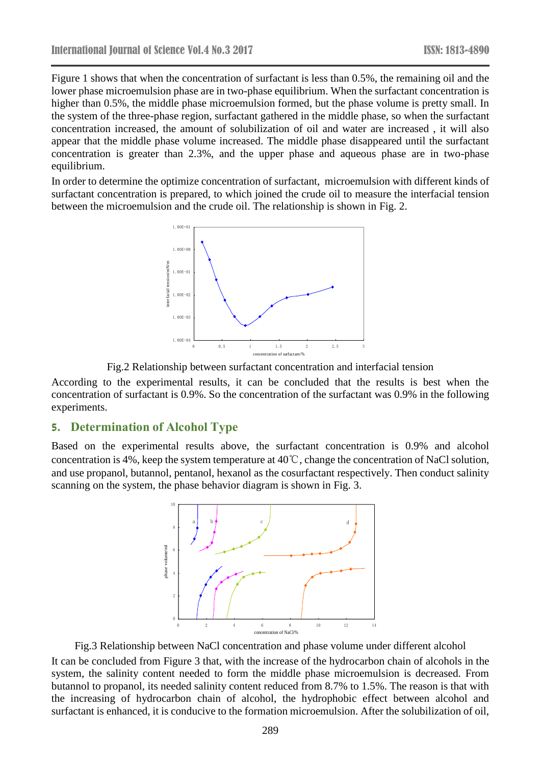Figure 1 shows that when the concentration of surfactant is less than 0.5%, the remaining oil and the lower phase microemulsion phase are in two-phase equilibrium. When the surfactant concentration is higher than 0.5%, the middle phase microemulsion formed, but the phase volume is pretty small. In the system of the three-phase region, surfactant gathered in the middle phase, so when the surfactant concentration increased, the amount of solubilization of oil and water are increased , it will also appear that the middle phase volume increased. The middle phase disappeared until the surfactant concentration is greater than 2.3%, and the upper phase and aqueous phase are in two-phase equilibrium.

In order to determine the optimize concentration of surfactant, microemulsion with different kinds of surfactant concentration is prepared, to which joined the crude oil to measure the interfacial tension between the microemulsion and the crude oil. The relationship is shown in Fig. 2.

Fig.2 Relationship between surfactant concentration and interfacial tension

According to the experimental results, it can be concluded that the results is best when the concentration of surfactant is 0.9%. So the concentration of the surfactant was 0.9% in the following experiments.

## 5. Determination of Alcohol Type

Based on the experimental results above, the surfactant concentration is 0.9% and alcohol concentration is 4%, keep the system temperature at 40℃, change the concentration of NaCl solution, and use propanol, butannol, pentanol, hexanol as the cosurfactant respectively. Then conduct salinity scanning on the system, the phase behavior diagram is shown in Fig. 3.

Fig.3 Relationship between NaCl concentration and phase volume under different alcohol

It can be concluded from Figure 3 that, with the increase of the hydrocarbon chain of alcohols in the system, the salinity content needed to form the middle phase microemulsion is decreased. From butannol to propanol, its needed salinity content reduced from 8.7% to 1.5%. The reason is that with the increasing of hydrocarbon chain of alcohol, the hydrophobic effect between alcohol and surfactant is enhanced, it is conducive to the formation microemulsion. After the solubilization of oil,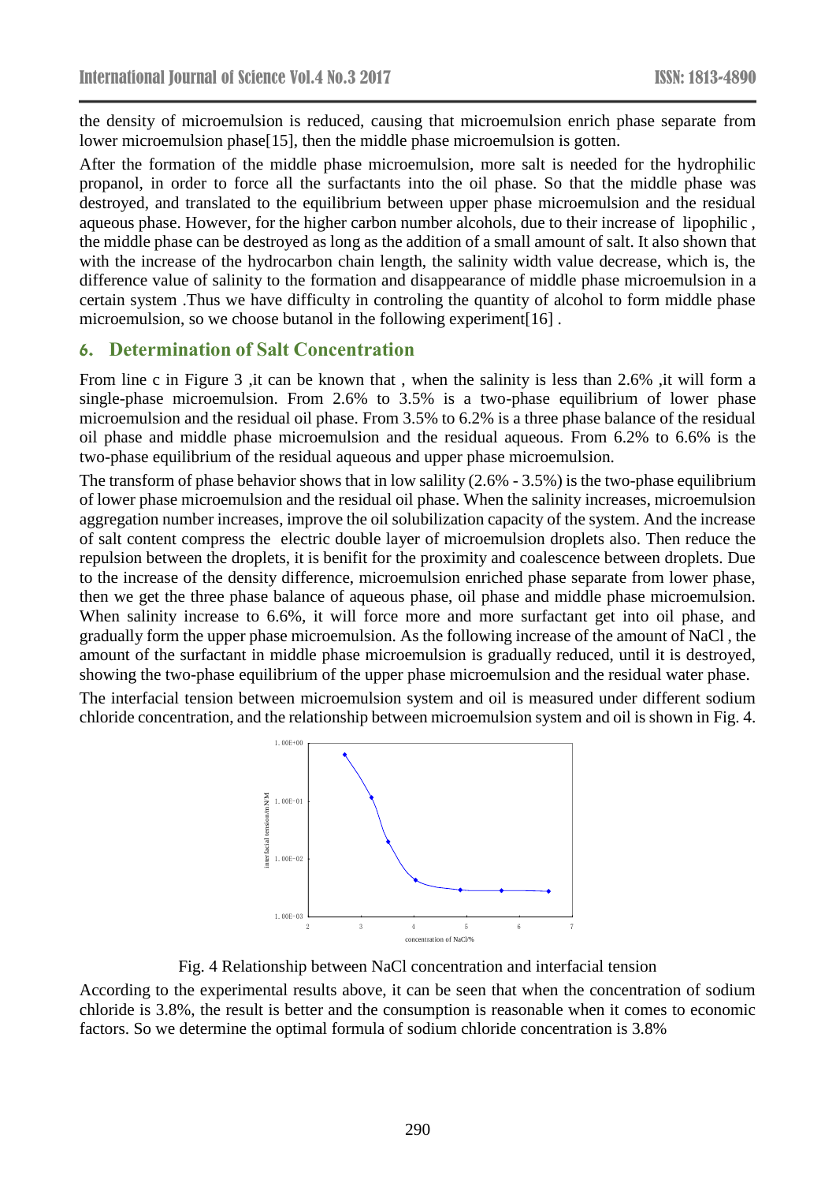the density of microemulsion is reduced, causing that microemulsion enrich phase separate from lower microemulsion phase[15], then the middle phase microemulsion is gotten.

After the formation of the middle phase microemulsion, more salt is needed for the hydrophilic propanol, in order to force all the surfactants into the oil phase. So that the middle phase was destroyed, and translated to the equilibrium between upper phase microemulsion and the residual aqueous phase. However, for the higher carbon number alcohols, due to their increase of lipophilic , the middle phase can be destroyed as long as the addition of a small amount of salt. It also shown that with the increase of the hydrocarbon chain length, the salinity width value decrease, which is, the difference value of salinity to the formation and disappearance of middle phase microemulsion in a certain system .Thus we have difficulty in controling the quantity of alcohol to form middle phase microemulsion, so we choose butanol in the following experiment[16] .

## 6. Determination of Salt Concentration

From line c in Figure 3 ,it can be known that , when the salinity is less than 2.6% ,it will form a single-phase microemulsion. From 2.6% to 3.5% is a two-phase equilibrium of lower phase microemulsion and the residual oil phase. From 3.5% to 6.2% is a three phase balance of the residual oil phase and middle phase microemulsion and the residual aqueous. From 6.2% to 6.6% is the two-phase equilibrium of the residual aqueous and upper phase microemulsion.

The transform of phase behavior shows that in low salility (2.6% - 3.5%) is the two-phase equilibrium of lower phase microemulsion and the residual oil phase. When the salinity increases, microemulsion aggregation number increases, improve the oil solubilization capacity of the system. And the increase of salt content compress the electric double layer of microemulsion droplets also. Then reduce the repulsion between the droplets, it is benifit for the proximity and coalescence between droplets. Due to the increase of the density difference, microemulsion enriched phase separate from lower phase, then we get the three phase balance of aqueous phase, oil phase and middle phase microemulsion. When salinity increase to 6.6%, it will force more and more surfactant get into oil phase, and gradually form the upper phase microemulsion. As the following increase of the amount of NaCl , the amount of the surfactant in middle phase microemulsion is gradually reduced, until it is destroyed, showing the two-phase equilibrium of the upper phase microemulsion and the residual water phase.

The interfacial tension between microemulsion system and oil is measured under different sodium chloride concentration, and the relationship between microemulsion system and oil is shown in Fig. 4.

Fig. 4 Relationship between NaCl concentration and interfacial tension

According to the experimental results above, it can be seen that when the concentration of sodium chloride is 3.8%, the result is better and the consumption is reasonable when it comes to economic factors. So we determine the optimal formula of sodium chloride concentration is 3.8%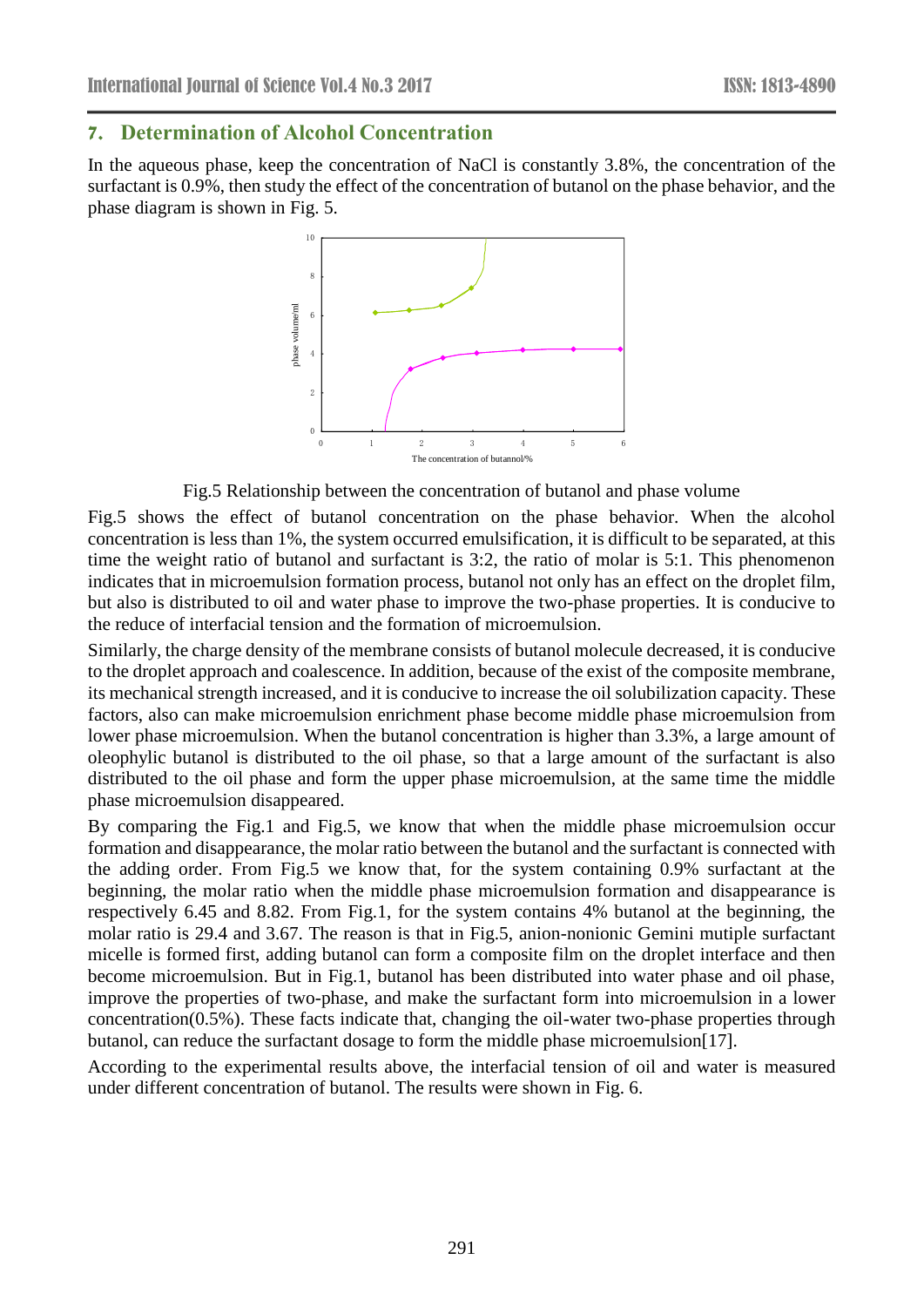## 7. Determination of Alcohol Concentration

In the aqueous phase, keep the concentration of NaCl is constantly 3.8%, the concentration of the surfactant is 0.9%, then study the effect of the concentration of butanol on the phase behavior, and the phase diagram is shown in Fig. 5.

Fig.5 Relationship between the concentration of butanol and phase volume

Fig.5 shows the effect of butanol concentration on the phase behavior. When the alcohol concentration is less than 1%, the system occurred emulsification, it is difficult to be separated, at this time the weight ratio of butanol and surfactant is 3:2, the ratio of molar is 5:1. This phenomenon indicates that in microemulsion formation process, butanol not only has an effect on the droplet film, but also is distributed to oil and water phase to improve the two-phase properties. It is conducive to the reduce of interfacial tension and the formation of microemulsion.

Similarly, the charge density of the membrane consists of butanol molecule decreased, it is conducive to the droplet approach and coalescence. In addition, because of the exist of the composite membrane, its mechanical strength increased, and it is conducive to increase the oil solubilization capacity. These factors, also can make microemulsion enrichment phase become middle phase microemulsion from lower phase microemulsion. When the butanol concentration is higher than 3.3%, a large amount of oleophylic butanol is distributed to the oil phase, so that a large amount of the surfactant is also distributed to the oil phase and form the upper phase microemulsion, at the same time the middle phase microemulsion disappeared.

By comparing the Fig.1 and Fig.5, we know that when the middle phase microemulsion occur formation and disappearance, the molar ratio between the butanol and the surfactant is connected with the adding order. From Fig.5 we know that, for the system containing 0.9% surfactant at the beginning, the molar ratio when the middle phase microemulsion formation and disappearance is respectively 6.45 and 8.82. From Fig.1, for the system contains 4% butanol at the beginning, the molar ratio is 29.4 and 3.67. The reason is that in Fig.5, anion-nonionic Gemini mutiple surfactant micelle is formed first, adding butanol can form a composite film on the droplet interface and then become microemulsion. But in Fig.1, butanol has been distributed into water phase and oil phase, improve the properties of two-phase, and make the surfactant form into microemulsion in a lower concentration(0.5%). These facts indicate that, changing the oil-water two-phase properties through butanol, can reduce the surfactant dosage to form the middle phase microemulsion[17].

According to the experimental results above, the interfacial tension of oil and water is measured under different concentration of butanol. The results were shown in Fig. 6.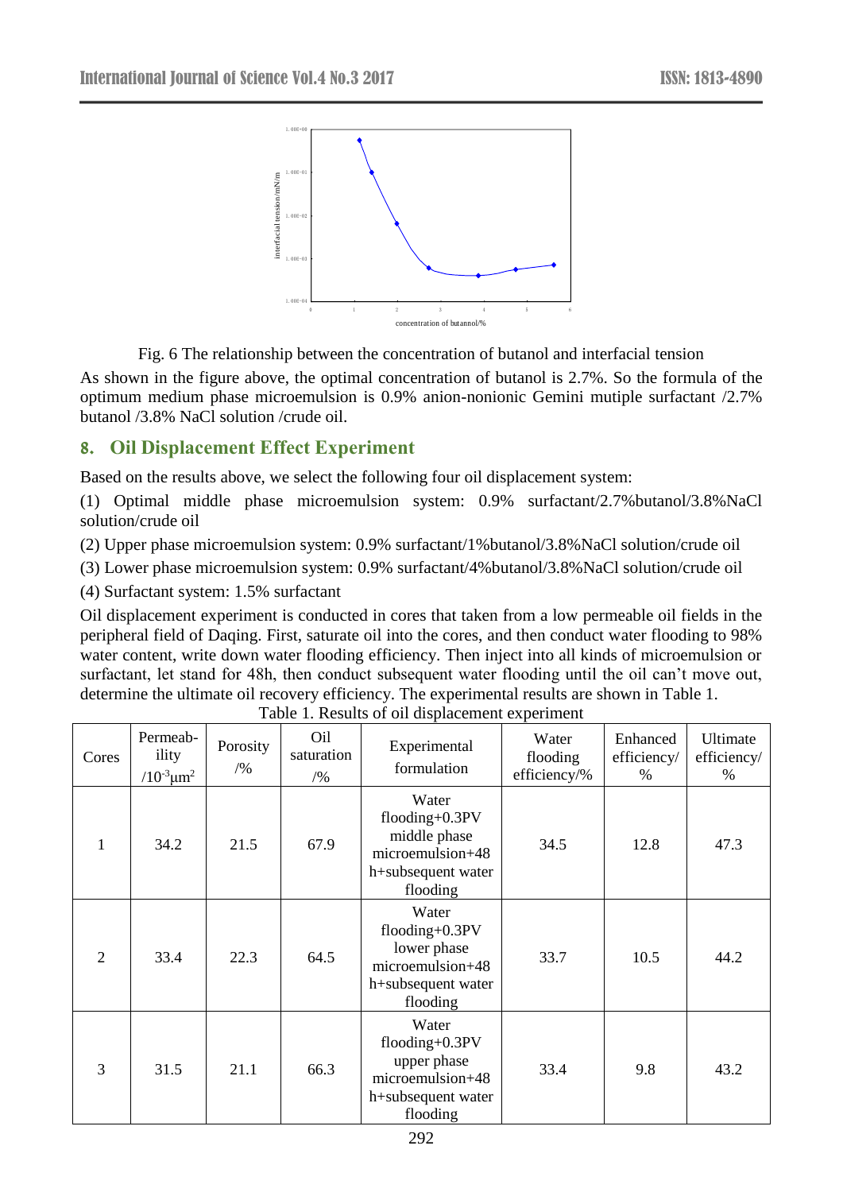Fig. 6 The relationship between the concentration of butanol and interfacial tension

As shown in the figure above, the optimal concentration of butanol is 2.7%. So the formula of the optimum medium phase microemulsion is 0.9% anion-nonionic Gemini mutiple surfactant /2.7% butanol /3.8% NaCl solution /crude oil.

## 8. Oil Displacement Effect Experiment

Based on the results above, we select the following four oil displacement system:

(1) Optimal middle phase microemulsion system: 0.9% surfactant/2.7%butanol/3.8%NaCl solution/crude oil

(2) Upper phase microemulsion system: 0.9% surfactant/1%butanol/3.8%NaCl solution/crude oil

(3) Lower phase microemulsion system: 0.9% surfactant/4%butanol/3.8%NaCl solution/crude oil

(4) Surfactant system: 1.5% surfactant

Oil displacement experiment is conducted in cores that taken from a low permeable oil fields in the peripheral field of Daqing. First, saturate oil into the cores, and then conduct water flooding to 98% water content, write down water flooding efficiency. Then inject into all kinds of microemulsion or surfactant, let stand for 48h, then conduct subsequent water flooding until the oil can't move out, determine the ultimate oil recovery efficiency. The experimental results are shown in Table 1.

Table 1. Results of oil displacement experiment

| Cores | Permeability $/10^{-3}\mu m^2$ | Porosity /% | Oil saturation /% | Experimental formulation | Water flooding efficiency/% | Enhanced efficiency/ % | Ultimate efficiency/ % |
|---|---|---|---|---|---|---|---|
| 1 | 34.2 | 21.5 | 67.9 | Water flooding+0.3PV middle phase microemulsion+48 h+subsequent water flooding | 34.5 | 12.8 | 47.3 |
| 2 | 33.4 | 22.3 | 64.5 | Water flooding+0.3PV lower phase microemulsion+48 h+subsequent water flooding | 33.7 | 10.5 | 44.2 |
| 3 | 31.5 | 21.1 | 66.3 | Water flooding+0.3PV upper phase microemulsion+48 h+subsequent water flooding | 33.4 | 9.8 | 43.2 |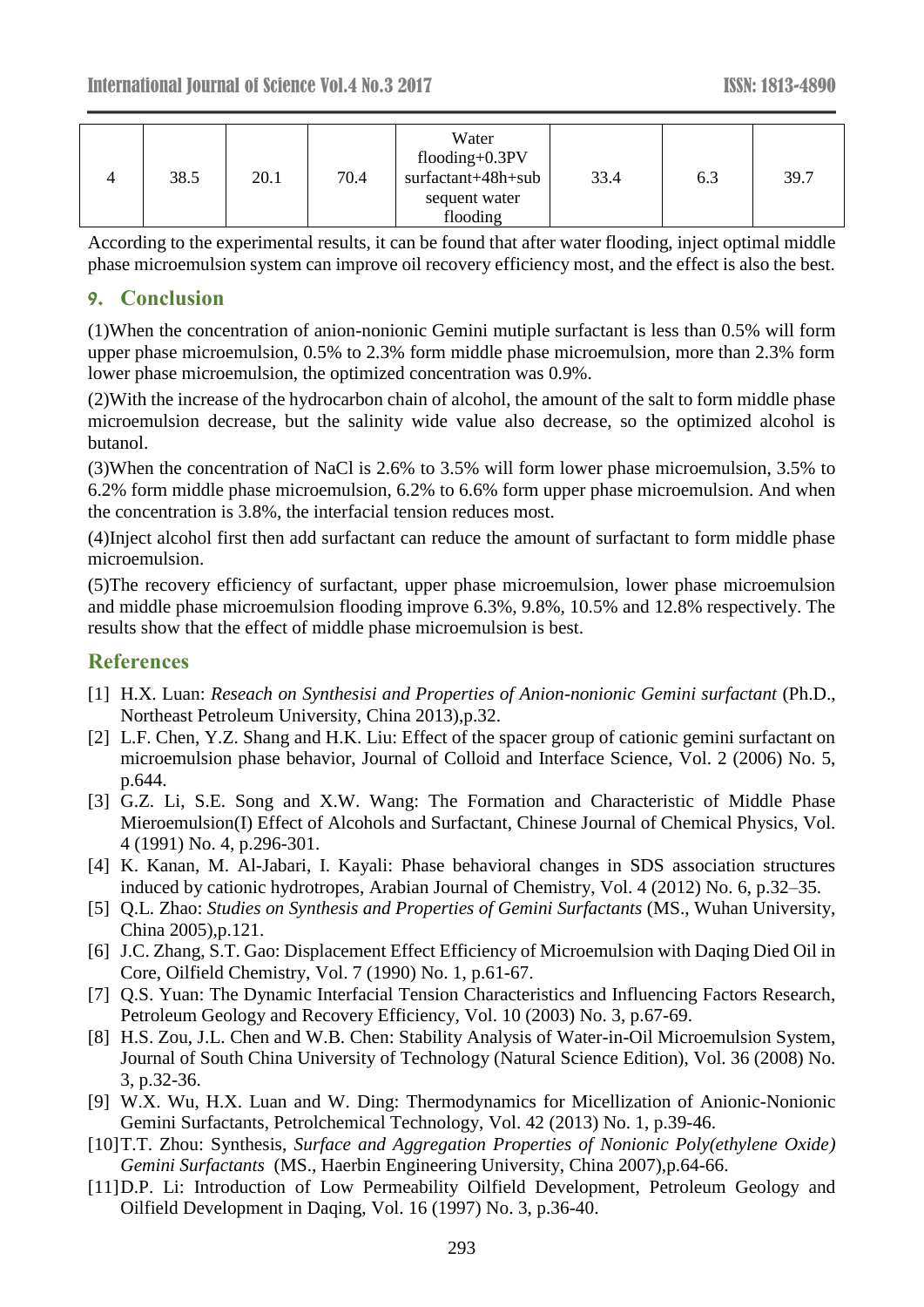| 4 | 38.5 | 20.1 | 70.4 | Water flooding+0.3PV surfactant+48h+subsequent water flooding | 33.4 | 6.3 | 39.7 |
|---|---|---|---|---|---|---|---|

According to the experimental results, it can be found that after water flooding, inject optimal middle phase microemulsion system can improve oil recovery efficiency most, and the effect is also the best.

## 9. Conclusion

(1)When the concentration of anion-nonionic Gemini mutiple surfactant is less than 0.5% will form upper phase microemulsion, 0.5% to 2.3% form middle phase microemulsion, more than 2.3% form lower phase microemulsion, the optimized concentration was 0.9%.

(2)With the increase of the hydrocarbon chain of alcohol, the amount of the salt to form middle phase microemulsion decrease, but the salinity wide value also decrease, so the optimized alcohol is butanol.

(3)When the concentration of NaCl is 2.6% to 3.5% will form lower phase microemulsion, 3.5% to 6.2% form middle phase microemulsion, 6.2% to 6.6% form upper phase microemulsion. And when the concentration is 3.8%, the interfacial tension reduces most.

(4)Inject alcohol first then add surfactant can reduce the amount of surfactant to form middle phase microemulsion.

(5)The recovery efficiency of surfactant, upper phase microemulsion, lower phase microemulsion and middle phase microemulsion flooding improve 6.3%, 9.8%, 10.5% and 12.8% respectively. The results show that the effect of middle phase microemulsion is best.

## References

[1] H.X. Luan: *Reseach on Synthesisi and Properties of Anion-nonionic Gemini surfactant* (Ph.D., Northeast Petroleum University, China 2013),p.32.

[2] L.F. Chen, Y.Z. Shang and H.K. Liu: Effect of the spacer group of cationic gemini surfactant on microemulsion phase behavior, Journal of Colloid and Interface Science, Vol. 2 (2006) No. 5, p.644.

[3] G.Z. Li, S.E. Song and X.W. Wang: The Formation and Characteristic of Middle Phase Mieroemulsion(I) Effect of Alcohols and Surfactant, Chinese Journal of Chemical Physics, Vol. 4 (1991) No. 4, p.296-301.

[4] K. Kanan, M. Al-Jabari, I. Kayali: Phase behavioral changes in SDS association structures induced by cationic hydrotropes, Arabian Journal of Chemistry, Vol. 4 (2012) No. 6, p.32–35.

[5] Q.L. Zhao: *Studies on Synthesis and Properties of Gemini Surfactants* (MS., Wuhan University, China 2005),p.121.

[6] J.C. Zhang, S.T. Gao: Displacement Effect Efficiency of Microemulsion with Daqing Died Oil in Core, Oilfield Chemistry, Vol. 7 (1990) No. 1, p.61-67.

[7] Q.S. Yuan: The Dynamic Interfacial Tension Characteristics and Influencing Factors Research, Petroleum Geology and Recovery Efficiency, Vol. 10 (2003) No. 3, p.67-69.

[8] H.S. Zou, J.L. Chen and W.B. Chen: Stability Analysis of Water-in-Oil Microemulsion System, Journal of South China University of Technology (Natural Science Edition), Vol. 36 (2008) No. 3, p.32-36.

[9] W.X. Wu, H.X. Luan and W. Ding: Thermodynamics for Micellization of Anionic-Nonionic Gemini Surfactants, Petrolchemical Technology, Vol. 42 (2013) No. 1, p.39-46.

[10]T.T. Zhou: Synthesis, *Surface and Aggregation Properties of Nonionic Poly(ethylene Oxide) Gemini Surfactants* (MS., Haerbin Engineering University, China 2007),p.64-66.

[11]D.P. Li: Introduction of Low Permeability Oilfield Development, Petroleum Geology and Oilfield Development in Daqing, Vol. 16 (1997) No. 3, p.36-40.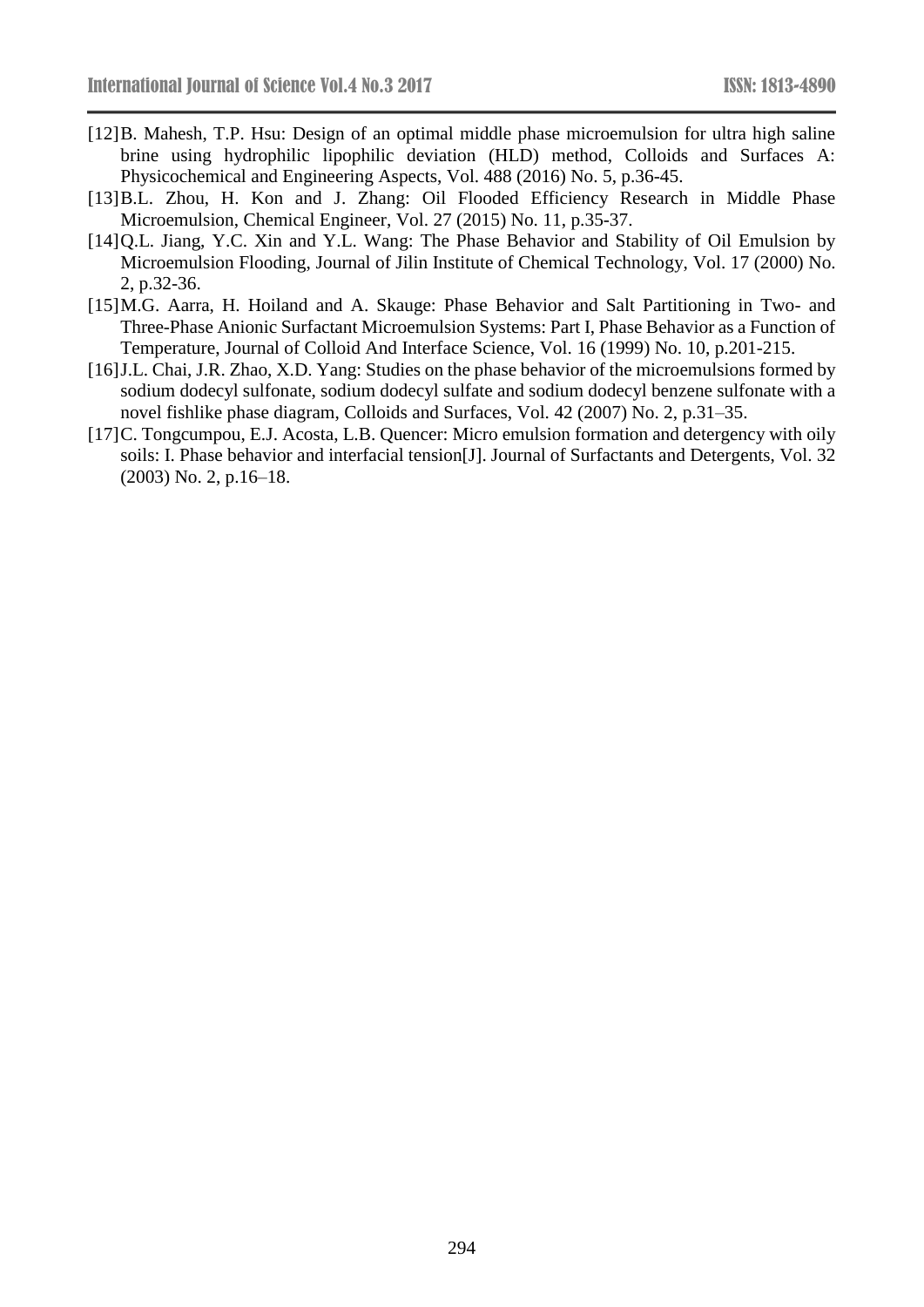[12] B. Mahesh, T.P. Hsu: Design of an optimal middle phase microemulsion for ultra high saline brine using hydrophilic lipophilic deviation (HLD) method, Colloids and Surfaces A: Physicochemical and Engineering Aspects, Vol. 488 (2016) No. 5, p.36-45.

[13] B.L. Zhou, H. Kon and J. Zhang: Oil Flooded Efficiency Research in Middle Phase Microemulsion, Chemical Engineer, Vol. 27 (2015) No. 11, p.35-37.

[14] Q.L. Jiang, Y.C. Xin and Y.L. Wang: The Phase Behavior and Stability of Oil Emulsion by Microemulsion Flooding, Journal of Jilin Institute of Chemical Technology, Vol. 17 (2000) No. 2, p.32-36.

[15] M.G. Aarra, H. Hoiland and A. Skauge: Phase Behavior and Salt Partitioning in Two- and Three-Phase Anionic Surfactant Microemulsion Systems: Part I, Phase Behavior as a Function of Temperature, Journal of Colloid And Interface Science, Vol. 16 (1999) No. 10, p.201-215.

[16] J.L. Chai, J.R. Zhao, X.D. Yang: Studies on the phase behavior of the microemulsions formed by sodium dodecyl sulfonate, sodium dodecyl sulfate and sodium dodecyl benzene sulfonate with a novel fishlike phase diagram, Colloids and Surfaces, Vol. 42 (2007) No. 2, p.31–35.

[17] C. Tongcumpou, E.J. Acosta, L.B. Quencer: Micro emulsion formation and detergency with oily soils: I. Phase behavior and interfacial tension[J]. Journal of Surfactants and Detergents, Vol. 32 (2003) No. 2, p.16–18.